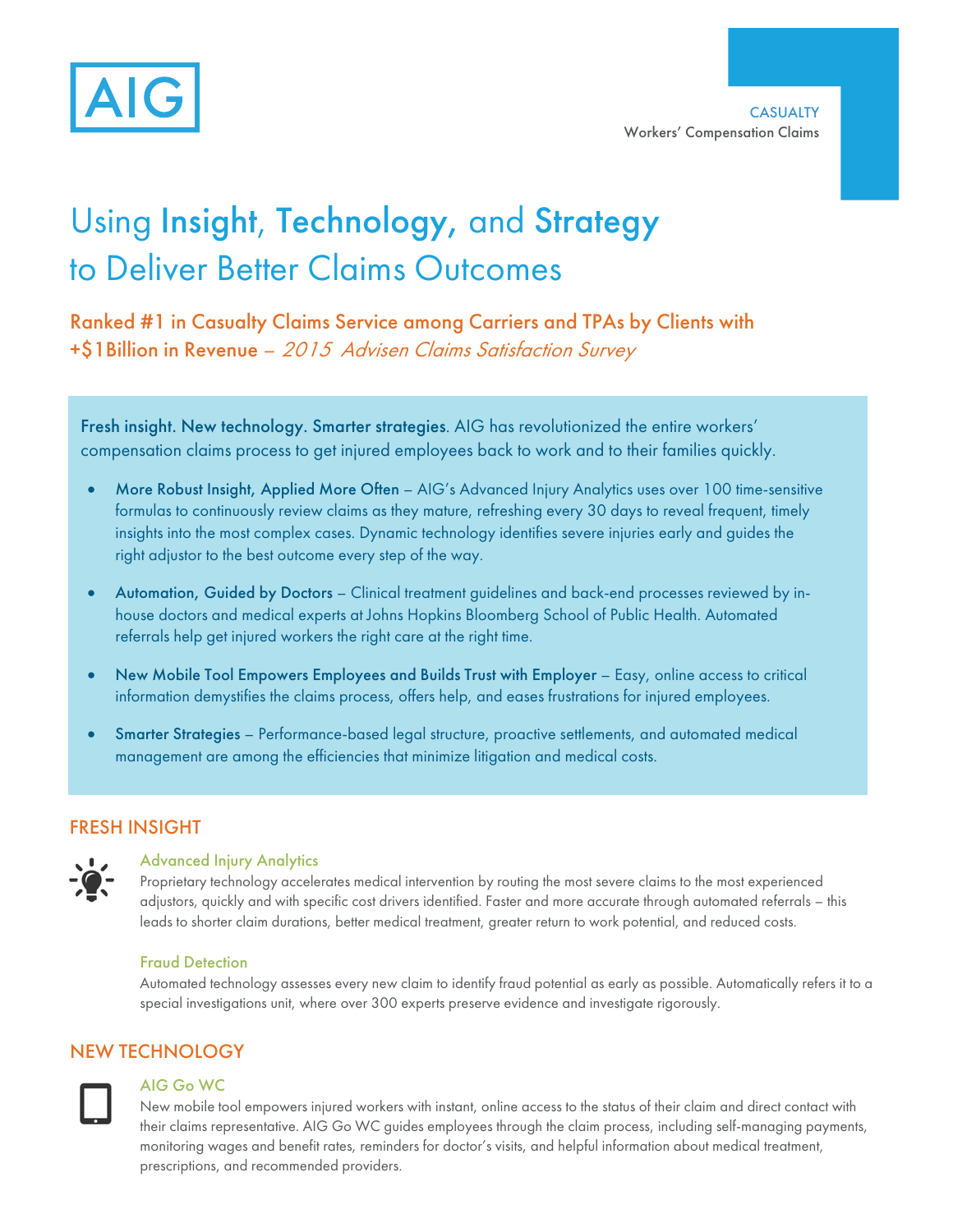AIG

CASUALTY
Workers' Compensation Claims

# Using **Insight**, **Technology**, and **Strategy** to Deliver Better Claims Outcomes

**Ranked #1 in Casualty Claims Service among Carriers and TPAs by Clients with +$1Billion in Revenue** – *2015 Advisen Claims Satisfaction Survey*

**Fresh insight. New technology. Smarter strategies**. AIG has revolutionized the entire workers' compensation claims process to get injured employees back to work and to their families quickly.

- **More Robust Insight, Applied More Often** – AIG's Advanced Injury Analytics uses over 100 time-sensitive formulas to continuously review claims as they mature, refreshing every 30 days to reveal frequent, timely insights into the most complex cases. Dynamic technology identifies severe injuries early and guides the right adjustor to the best outcome every step of the way.
- **Automation, Guided by Doctors** – Clinical treatment guidelines and back-end processes reviewed by in-house doctors and medical experts at Johns Hopkins Bloomberg School of Public Health. Automated referrals help get injured workers the right care at the right time.
- **New Mobile Tool Empowers Employees and Builds Trust with Employer** – Easy, online access to critical information demystifies the claims process, offers help, and eases frustrations for injured employees.
- **Smarter Strategies** – Performance-based legal structure, proactive settlements, and automated medical management are among the efficiencies that minimize litigation and medical costs.

## FRESH INSIGHT

### Advanced Injury Analytics

Proprietary technology accelerates medical intervention by routing the most severe claims to the most experienced adjustors, quickly and with specific cost drivers identified. Faster and more accurate through automated referrals – this leads to shorter claim durations, better medical treatment, greater return to work potential, and reduced costs.

### Fraud Detection

Automated technology assesses every new claim to identify fraud potential as early as possible. Automatically refers it to a special investigations unit, where over 300 experts preserve evidence and investigate rigorously.

## NEW TECHNOLOGY

### AIG Go WC

New mobile tool empowers injured workers with instant, online access to the status of their claim and direct contact with their claims representative. AIG Go WC guides employees through the claim process, including self-managing payments, monitoring wages and benefit rates, reminders for doctor's visits, and helpful information about medical treatment, prescriptions, and recommended providers.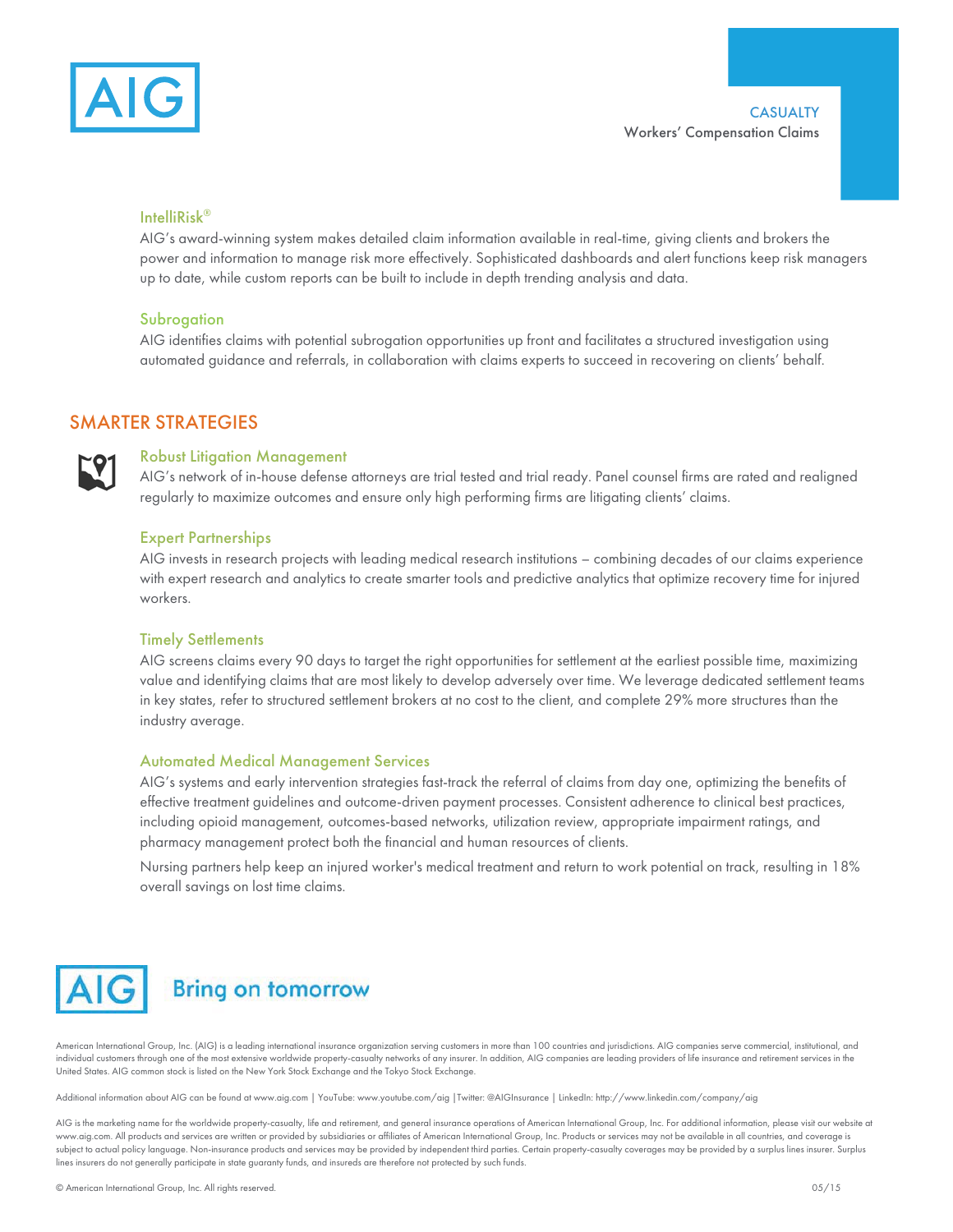### IntelliRisk®

AIG's award-winning system makes detailed claim information available in real-time, giving clients and brokers the power and information to manage risk more effectively. Sophisticated dashboards and alert functions keep risk managers up to date, while custom reports can be built to include in depth trending analysis and data.

### Subrogation

AIG identifies claims with potential subrogation opportunities up front and facilitates a structured investigation using automated guidance and referrals, in collaboration with claims experts to succeed in recovering on clients' behalf.

## SMARTER STRATEGIES

### Robust Litigation Management

AIG's network of in-house defense attorneys are trial tested and trial ready. Panel counsel firms are rated and realigned regularly to maximize outcomes and ensure only high performing firms are litigating clients' claims.

### Expert Partnerships

AIG invests in research projects with leading medical research institutions – combining decades of our claims experience with expert research and analytics to create smarter tools and predictive analytics that optimize recovery time for injured workers.

### Timely Settlements

AIG screens claims every 90 days to target the right opportunities for settlement at the earliest possible time, maximizing value and identifying claims that are most likely to develop adversely over time. We leverage dedicated settlement teams in key states, refer to structured settlement brokers at no cost to the client, and complete 29% more structures than the industry average.

### Automated Medical Management Services

AIG's systems and early intervention strategies fast-track the referral of claims from day one, optimizing the benefits of effective treatment guidelines and outcome-driven payment processes. Consistent adherence to clinical best practices, including opioid management, outcomes-based networks, utilization review, appropriate impairment ratings, and pharmacy management protect both the financial and human resources of clients.

Nursing partners help keep an injured worker's medical treatment and return to work potential on track, resulting in 18% overall savings on lost time claims.

AIG Bring on tomorrow

American International Group, Inc. (AIG) is a leading international insurance organization serving customers in more than 100 countries and jurisdictions. AIG companies serve commercial, institutional, and individual customers through one of the most extensive worldwide property-casualty networks of any insurer. In addition, AIG companies are leading providers of life insurance and retirement services in the United States. AIG common stock is listed on the New York Stock Exchange and the Tokyo Stock Exchange.

Additional information about AIG can be found at www.aig.com | YouTube: www.youtube.com/aig |Twitter: @AIGInsurance | LinkedIn: http://www.linkedin.com/company/aig

AIG is the marketing name for the worldwide property-casualty, life and retirement, and general insurance operations of American International Group, Inc. For additional information, please visit our website at www.aig.com. All products and services are written or provided by subsidiaries or affiliates of American International Group, Inc. Products or services may not be available in all countries, and coverage is subject to actual policy language. Non-insurance products and services may be provided by independent third parties. Certain property-casualty coverages may be provided by a surplus lines insurer. Surplus lines insurers do not generally participate in state guaranty funds, and insureds are therefore not protected by such funds.

© American International Group, Inc. All rights reserved. 05/15